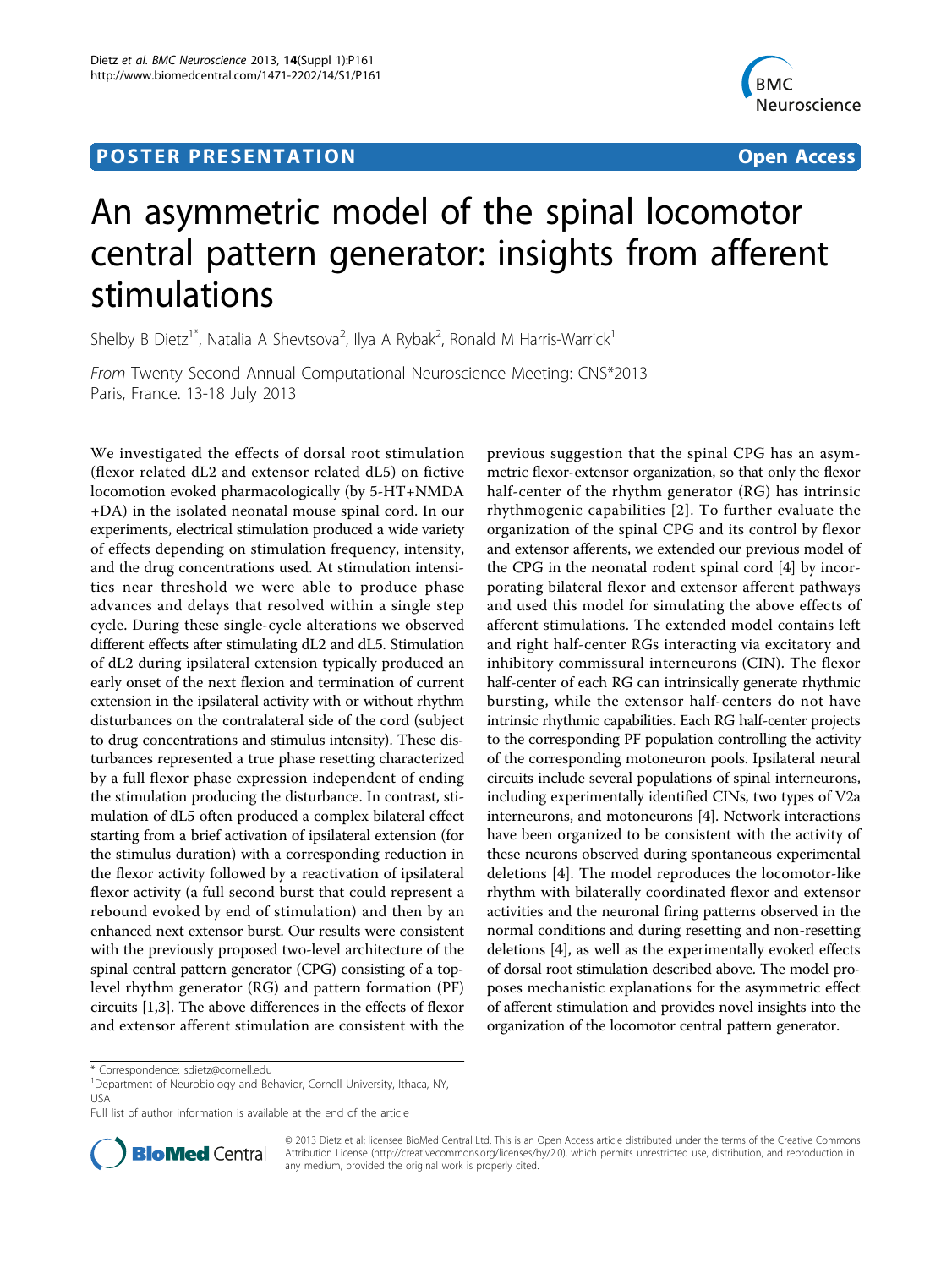POSTER PRESENTATION Open Access

# An asymmetric model of the spinal locomotor central pattern generator: insights from afferent stimulations

Shelby B Dietz[1*], Natalia A Shevtsova[2], Ilya A Rybak[2], Ronald M Harris-Warrick[1]

*From* Twenty Second Annual Computational Neuroscience Meeting: CNS*2013
Paris, France. 13-18 July 2013

We investigated the effects of dorsal root stimulation (flexor related dL2 and extensor related dL5) on fictive locomotion evoked pharmacologically (by 5-HT+NMDA+DA) in the isolated neonatal mouse spinal cord. In our experiments, electrical stimulation produced a wide variety of effects depending on stimulation frequency, intensity, and the drug concentrations used. At stimulation intensities near threshold we were able to produce phase advances and delays that resolved within a single step cycle. During these single-cycle alterations we observed different effects after stimulating dL2 and dL5. Stimulation of dL2 during ipsilateral extension typically produced an early onset of the next flexion and termination of current extension in the ipsilateral activity with or without rhythm disturbances on the contralateral side of the cord (subject to drug concentrations and stimulus intensity). These disturbances represented a true phase resetting characterized by a full flexor phase expression independent of ending the stimulation producing the disturbance. In contrast, stimulation of dL5 often produced a complex bilateral effect starting from a brief activation of ipsilateral extension (for the stimulus duration) with a corresponding reduction in the flexor activity followed by a reactivation of ipsilateral flexor activity (a full second burst that could represent a rebound evoked by end of stimulation) and then by an enhanced next extensor burst. Our results were consistent with the previously proposed two-level architecture of the spinal central pattern generator (CPG) consisting of a top-level rhythm generator (RG) and pattern formation (PF) circuits [1,3]. The above differences in the effects of flexor and extensor afferent stimulation are consistent with the previous suggestion that the spinal CPG has an asymmetric flexor-extensor organization, so that only the flexor half-center of the rhythm generator (RG) has intrinsic rhythmogenic capabilities [2]. To further evaluate the organization of the spinal CPG and its control by flexor and extensor afferents, we extended our previous model of the CPG in the neonatal rodent spinal cord [4] by incorporating bilateral flexor and extensor afferent pathways and used this model for simulating the above effects of afferent stimulations. The extended model contains left and right half-center RGs interacting via excitatory and inhibitory commissural interneurons (CIN). The flexor half-center of each RG can intrinsically generate rhythmic bursting, while the extensor half-centers do not have intrinsic rhythmic capabilities. Each RG half-center projects to the corresponding PF population controlling the activity of the corresponding motoneuron pools. Ipsilateral neural circuits include several populations of spinal interneurons, including experimentally identified CINs, two types of V2a interneurons, and motoneurons [4]. Network interactions have been organized to be consistent with the activity of these neurons observed during spontaneous experimental deletions [4]. The model reproduces the locomotor-like rhythm with bilaterally coordinated flexor and extensor activities and the neuronal firing patterns observed in the normal conditions and during resetting and non-resetting deletions [4], as well as the experimentally evoked effects of dorsal root stimulation described above. The model proposes mechanistic explanations for the asymmetric effect of afferent stimulation and provides novel insights into the organization of the locomotor central pattern generator.

* Correspondence: sdietz@cornell.edu
[1]Department of Neurobiology and Behavior, Cornell University, Ithaca, NY, USA
Full list of author information is available at the end of the article

© 2013 Dietz et al; licensee BioMed Central Ltd. This is an Open Access article distributed under the terms of the Creative Commons Attribution License (http://creativecommons.org/licenses/by/2.0), which permits unrestricted use, distribution, and reproduction in any medium, provided the original work is properly cited.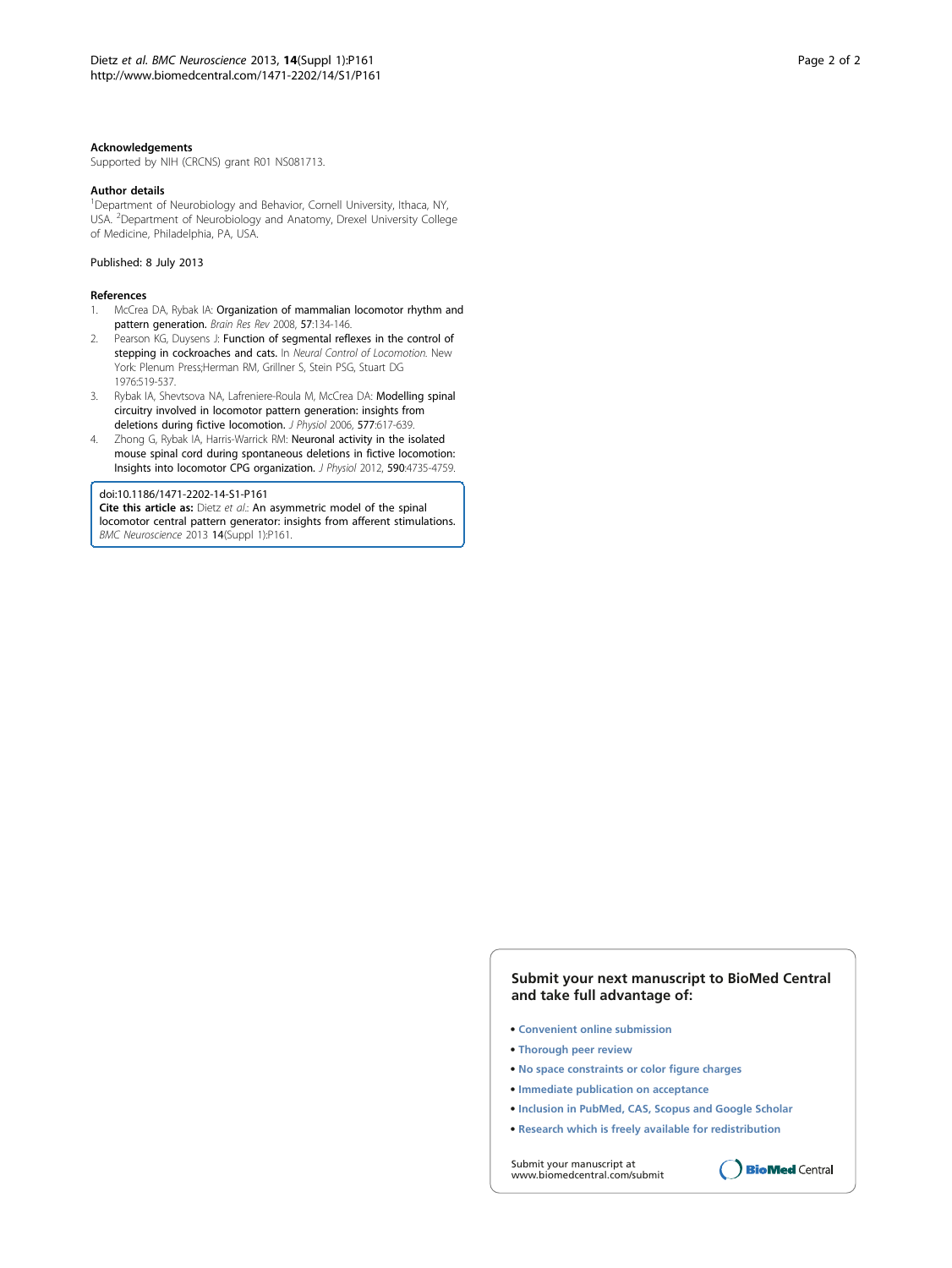#### Acknowledgements

Supported by NIH (CRCNS) grant R01 NS081713.

#### Author details

[1]Department of Neurobiology and Behavior, Cornell University, Ithaca, NY, USA. [2]Department of Neurobiology and Anatomy, Drexel University College of Medicine, Philadelphia, PA, USA.

Published: 8 July 2013

#### References

1. McCrea DA, Rybak IA: **Organization of mammalian locomotor rhythm and pattern generation.** *Brain Res Rev* 2008, **57**:134-146.
2. Pearson KG, Duysens J: **Function of segmental reflexes in the control of stepping in cockroaches and cats.** In *Neural Control of Locomotion.* New York: Plenum Press;Herman RM, Grillner S, Stein PSG, Stuart DG 1976:519-537.
3. Rybak IA, Shevtsova NA, Lafreniere-Roula M, McCrea DA: **Modelling spinal circuitry involved in locomotor pattern generation: insights from deletions during fictive locomotion.** *J Physiol* 2006, **577**:617-639.
4. Zhong G, Rybak IA, Harris-Warrick RM: **Neuronal activity in the isolated mouse spinal cord during spontaneous deletions in fictive locomotion: Insights into locomotor CPG organization.** *J Physiol* 2012, **590**:4735-4759.

doi:10.1186/1471-2202-14-S1-P161

**Cite this article as:** Dietz *et al.*: An asymmetric model of the spinal locomotor central pattern generator: insights from afferent stimulations. *BMC Neuroscience* 2013 **14**(Suppl 1):P161.

**Submit your next manuscript to BioMed Central and take full advantage of:**

- **Convenient online submission**
- **Thorough peer review**
- **No space constraints or color figure charges**
- **Immediate publication on acceptance**
- **Inclusion in PubMed, CAS, Scopus and Google Scholar**
- **Research which is freely available for redistribution**

Submit your manuscript at www.biomedcentral.com/submit